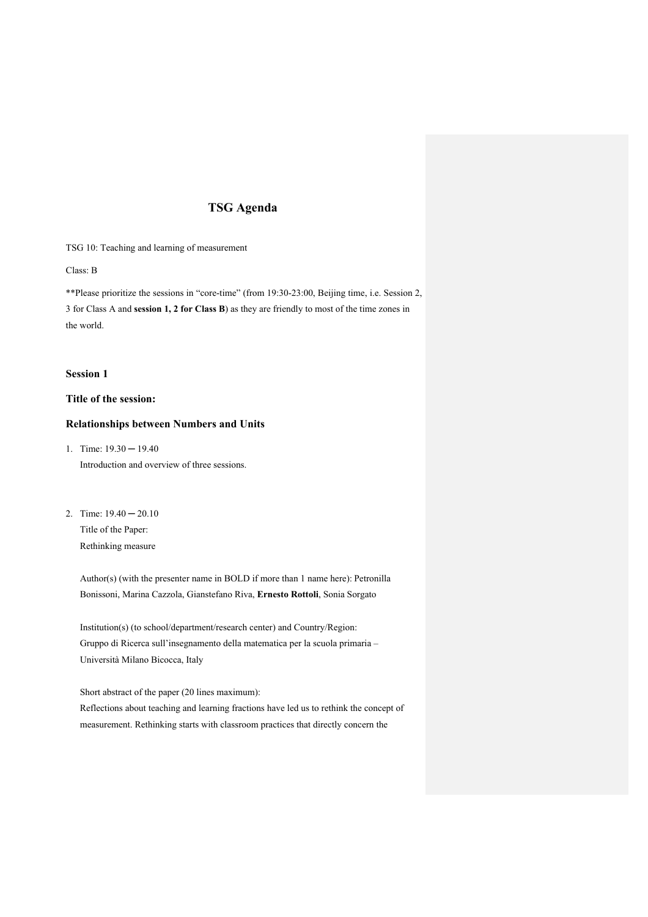# TSG Agenda

TSG 10: Teaching and learning of measurement

Class: B

**Please prioritize the sessions in “core-time” (from 19:30-23:00, Beijing time, i.e. Session 2, 3 for Class A and **session 1, 2 for Class B**) as they are friendly to most of the time zones in the world.

### Session 1

### Title of the session:

### Relationships between Numbers and Units

1. Time: 19.30 ー 19.40
   Introduction and overview of three sessions.

2. Time: 19.40 ー 20.10
   Title of the Paper:
   Rethinking measure

   Author(s) (with the presenter name in BOLD if more than 1 name here): Petronilla Bonissoni, Marina Cazzola, Gianstefano Riva, **Ernesto Rottoli**, Sonia Sorgato

   Institution(s) (to school/department/research center) and Country/Region:
   Gruppo di Ricerca sull’insegnamento della matematica per la scuola primaria – Università Milano Bicocca, Italy

   Short abstract of the paper (20 lines maximum):
   Reflections about teaching and learning fractions have led us to rethink the concept of measurement. Rethinking starts with classroom practices that directly concern the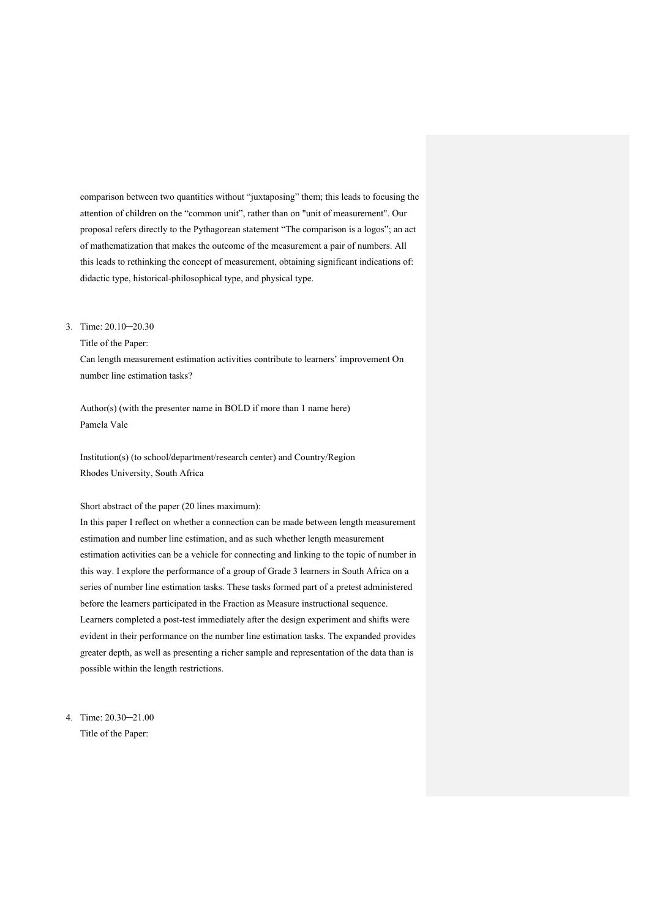comparison between two quantities without "juxtaposing" them; this leads to focusing the attention of children on the "common unit", rather than on "unit of measurement". Our proposal refers directly to the Pythagorean statement "The comparison is a logos"; an act of mathematization that makes the outcome of the measurement a pair of numbers. All this leads to rethinking the concept of measurement, obtaining significant indications of: didactic type, historical-philosophical type, and physical type.

3. Time: 20.10─20.30

   Title of the Paper:

   Can length measurement estimation activities contribute to learners' improvement On number line estimation tasks?

   Author(s) (with the presenter name in BOLD if more than 1 name here)

   Pamela Vale

   Institution(s) (to school/department/research center) and Country/Region

   Rhodes University, South Africa

   Short abstract of the paper (20 lines maximum):

   In this paper I reflect on whether a connection can be made between length measurement estimation and number line estimation, and as such whether length measurement estimation activities can be a vehicle for connecting and linking to the topic of number in this way. I explore the performance of a group of Grade 3 learners in South Africa on a series of number line estimation tasks. These tasks formed part of a pretest administered before the learners participated in the Fraction as Measure instructional sequence. Learners completed a post-test immediately after the design experiment and shifts were evident in their performance on the number line estimation tasks. The expanded provides greater depth, as well as presenting a richer sample and representation of the data than is possible within the length restrictions.

4. Time: 20.30─21.00

   Title of the Paper: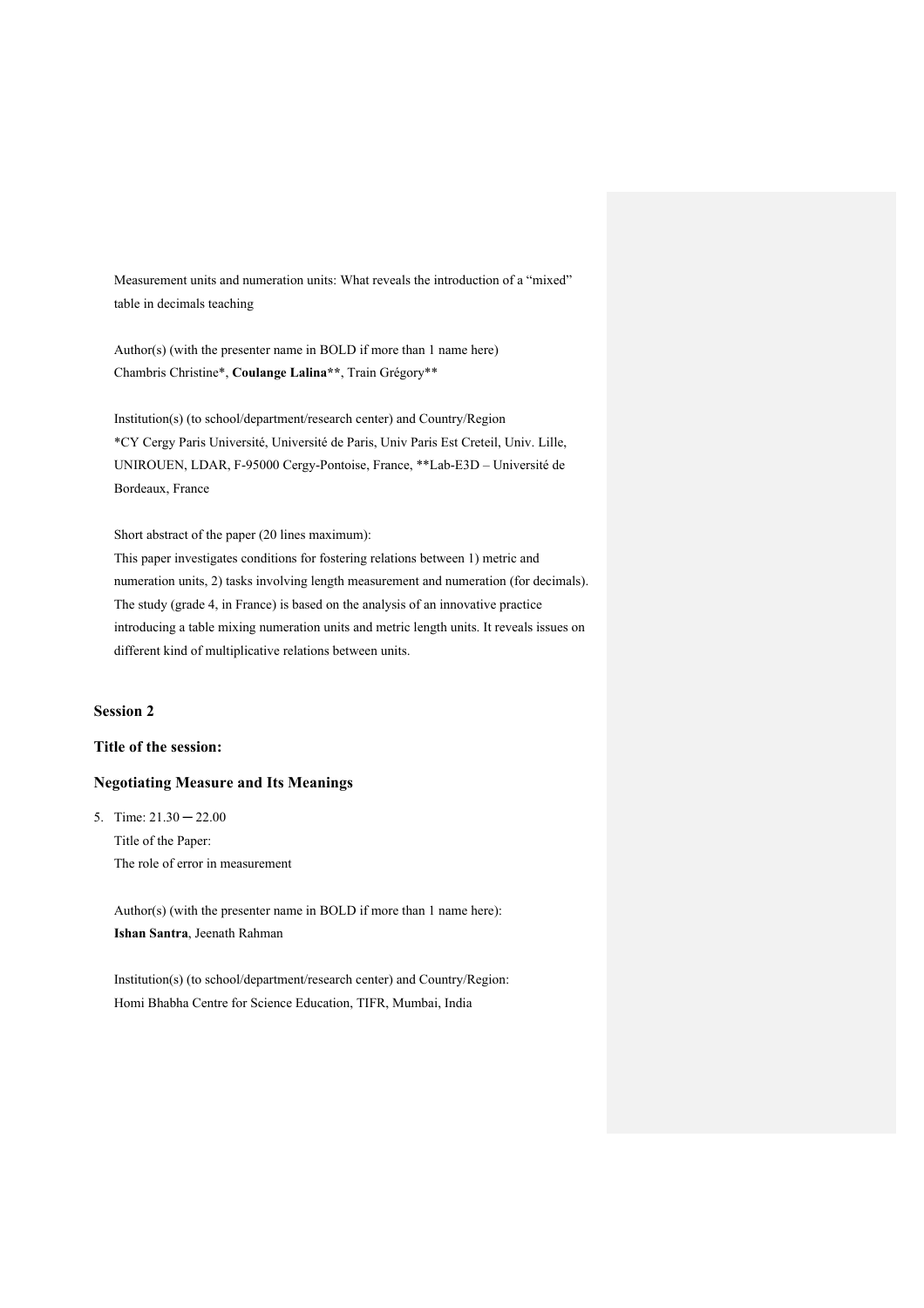Measurement units and numeration units: What reveals the introduction of a "mixed" table in decimals teaching

Author(s) (with the presenter name in BOLD if more than 1 name here)
Chambris Christine*, **Coulange Lalina****, Train Grégory**

Institution(s) (to school/department/research center) and Country/Region
*CY Cergy Paris Université, Université de Paris, Univ Paris Est Creteil, Univ. Lille, UNIROUEN, LDAR, F-95000 Cergy-Pontoise, France, **Lab-E3D – Université de Bordeaux, France

Short abstract of the paper (20 lines maximum):
This paper investigates conditions for fostering relations between 1) metric and numeration units, 2) tasks involving length measurement and numeration (for decimals). The study (grade 4, in France) is based on the analysis of an innovative practice introducing a table mixing numeration units and metric length units. It reveals issues on different kind of multiplicative relations between units.

**Session 2**

**Title of the session:**

**Negotiating Measure and Its Meanings**

5. Time: 21.30 ー 22.00
   Title of the Paper:
   The role of error in measurement

   Author(s) (with the presenter name in BOLD if more than 1 name here):
   **Ishan Santra**, Jeenath Rahman

   Institution(s) (to school/department/research center) and Country/Region:
   Homi Bhabha Centre for Science Education, TIFR, Mumbai, India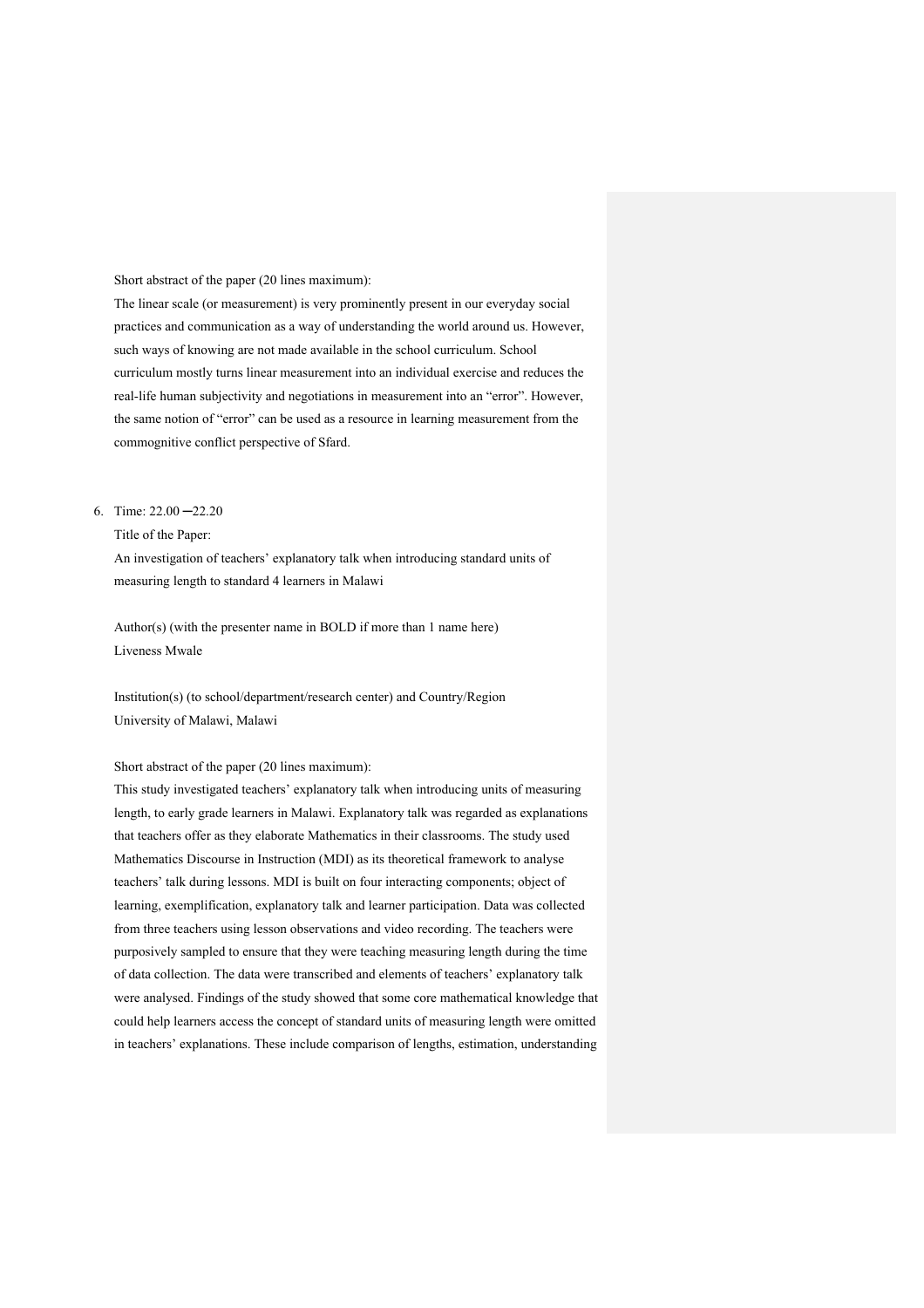Short abstract of the paper (20 lines maximum):

The linear scale (or measurement) is very prominently present in our everyday social practices and communication as a way of understanding the world around us. However, such ways of knowing are not made available in the school curriculum. School curriculum mostly turns linear measurement into an individual exercise and reduces the real-life human subjectivity and negotiations in measurement into an "error". However, the same notion of "error" can be used as a resource in learning measurement from the commognitive conflict perspective of Sfard.

6. Time: 22.00 ─22.20

   Title of the Paper:

   An investigation of teachers' explanatory talk when introducing standard units of measuring length to standard 4 learners in Malawi

   Author(s) (with the presenter name in BOLD if more than 1 name here)

   Liveness Mwale

   Institution(s) (to school/department/research center) and Country/Region

   University of Malawi, Malawi

   Short abstract of the paper (20 lines maximum):

   This study investigated teachers' explanatory talk when introducing units of measuring length, to early grade learners in Malawi. Explanatory talk was regarded as explanations that teachers offer as they elaborate Mathematics in their classrooms. The study used Mathematics Discourse in Instruction (MDI) as its theoretical framework to analyse teachers' talk during lessons. MDI is built on four interacting components; object of learning, exemplification, explanatory talk and learner participation. Data was collected from three teachers using lesson observations and video recording. The teachers were purposively sampled to ensure that they were teaching measuring length during the time of data collection. The data were transcribed and elements of teachers' explanatory talk were analysed. Findings of the study showed that some core mathematical knowledge that could help learners access the concept of standard units of measuring length were omitted in teachers' explanations. These include comparison of lengths, estimation, understanding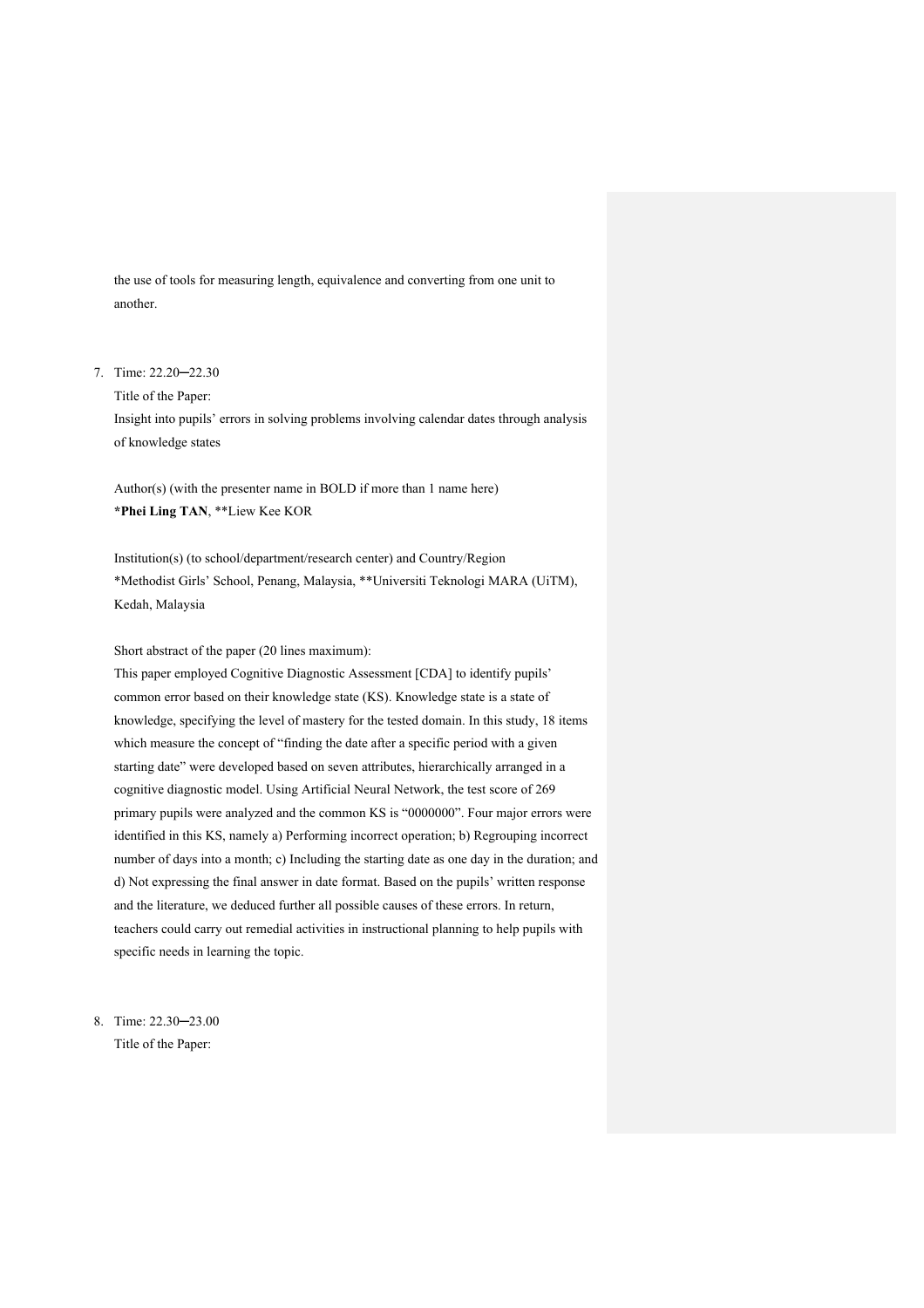the use of tools for measuring length, equivalence and converting from one unit to another.

7. Time: 22.20─22.30

   Title of the Paper:

   Insight into pupils' errors in solving problems involving calendar dates through analysis of knowledge states

   Author(s) (with the presenter name in BOLD if more than 1 name here)

   ***Phei Ling TAN**, **Liew Kee KOR

   Institution(s) (to school/department/research center) and Country/Region

   *Methodist Girls' School, Penang, Malaysia, **Universiti Teknologi MARA (UiTM), Kedah, Malaysia

   Short abstract of the paper (20 lines maximum):

   This paper employed Cognitive Diagnostic Assessment [CDA] to identify pupils' common error based on their knowledge state (KS). Knowledge state is a state of knowledge, specifying the level of mastery for the tested domain. In this study, 18 items which measure the concept of "finding the date after a specific period with a given starting date" were developed based on seven attributes, hierarchically arranged in a cognitive diagnostic model. Using Artificial Neural Network, the test score of 269 primary pupils were analyzed and the common KS is "0000000". Four major errors were identified in this KS, namely a) Performing incorrect operation; b) Regrouping incorrect number of days into a month; c) Including the starting date as one day in the duration; and d) Not expressing the final answer in date format. Based on the pupils' written response and the literature, we deduced further all possible causes of these errors. In return, teachers could carry out remedial activities in instructional planning to help pupils with specific needs in learning the topic.

8. Time: 22.30─23.00

   Title of the Paper: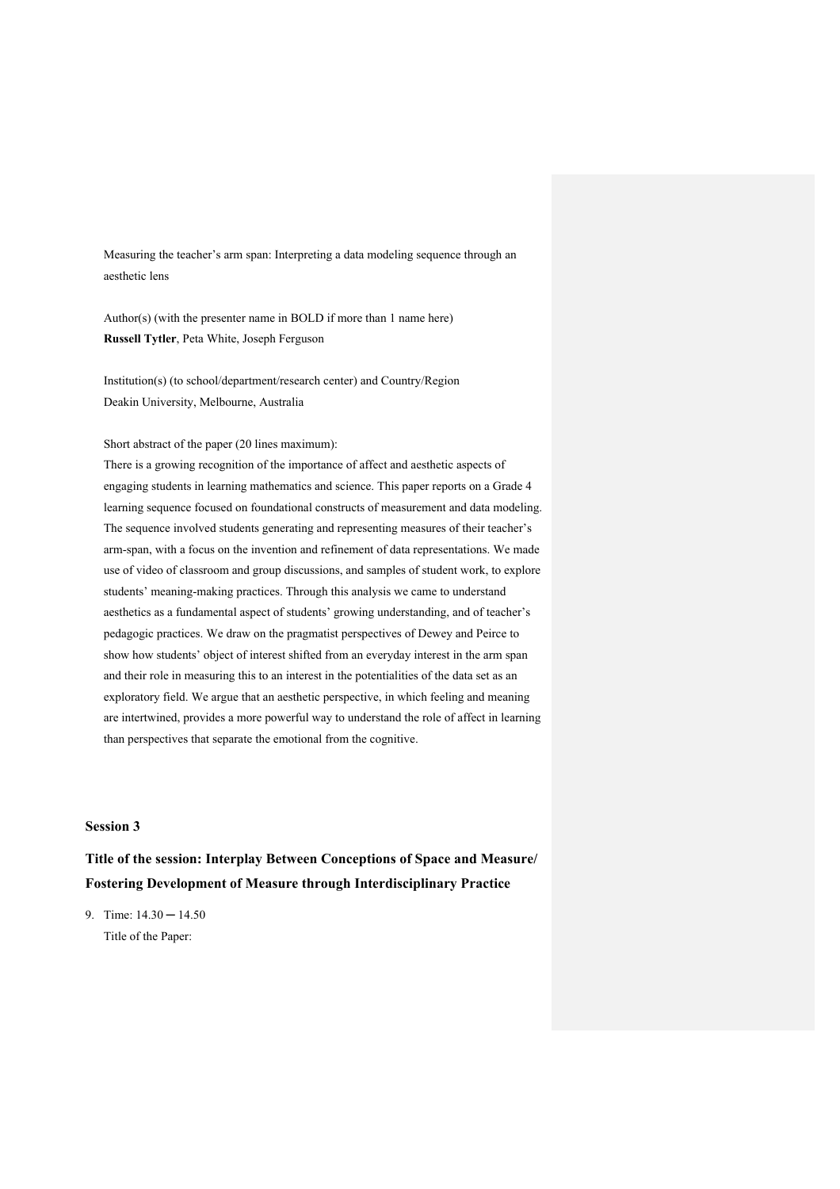Measuring the teacher's arm span: Interpreting a data modeling sequence through an aesthetic lens

Author(s) (with the presenter name in BOLD if more than 1 name here)
**Russell Tytler**, Peta White, Joseph Ferguson

Institution(s) (to school/department/research center) and Country/Region
Deakin University, Melbourne, Australia

Short abstract of the paper (20 lines maximum):
There is a growing recognition of the importance of affect and aesthetic aspects of engaging students in learning mathematics and science. This paper reports on a Grade 4 learning sequence focused on foundational constructs of measurement and data modeling. The sequence involved students generating and representing measures of their teacher's arm-span, with a focus on the invention and refinement of data representations. We made use of video of classroom and group discussions, and samples of student work, to explore students' meaning-making practices. Through this analysis we came to understand aesthetics as a fundamental aspect of students' growing understanding, and of teacher's pedagogic practices. We draw on the pragmatist perspectives of Dewey and Peirce to show how students' object of interest shifted from an everyday interest in the arm span and their role in measuring this to an interest in the potentialities of the data set as an exploratory field. We argue that an aesthetic perspective, in which feeling and meaning are intertwined, provides a more powerful way to understand the role of affect in learning than perspectives that separate the emotional from the cognitive.

## Session 3

### Title of the session: Interplay Between Conceptions of Space and Measure/ Fostering Development of Measure through Interdisciplinary Practice

9. Time: 14.30 ─ 14.50
   Title of the Paper: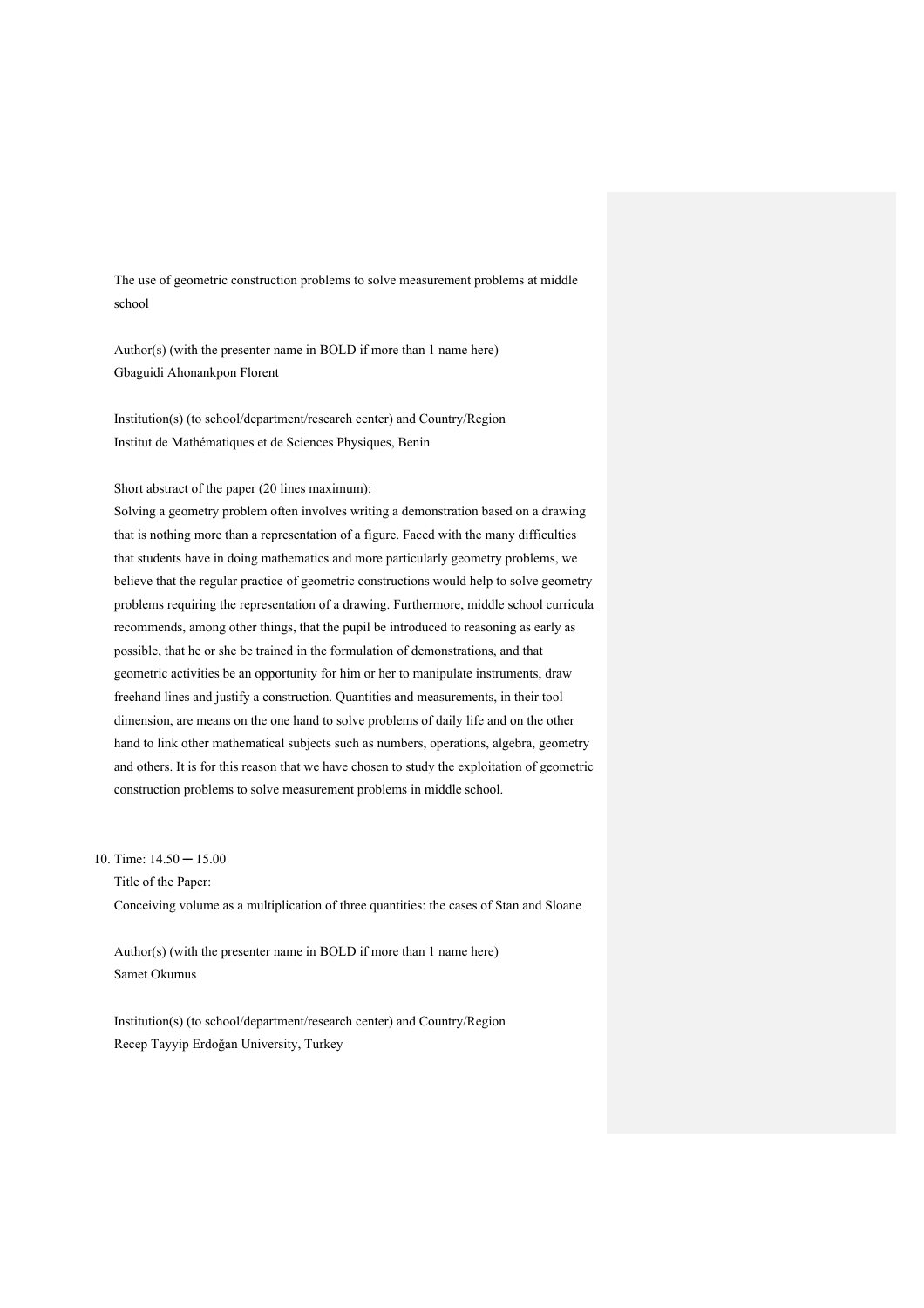The use of geometric construction problems to solve measurement problems at middle school

Author(s) (with the presenter name in BOLD if more than 1 name here)
Gbaguidi Ahonankpon Florent

Institution(s) (to school/department/research center) and Country/Region
Institut de Mathématiques et de Sciences Physiques, Benin

Short abstract of the paper (20 lines maximum):
Solving a geometry problem often involves writing a demonstration based on a drawing that is nothing more than a representation of a figure. Faced with the many difficulties that students have in doing mathematics and more particularly geometry problems, we believe that the regular practice of geometric constructions would help to solve geometry problems requiring the representation of a drawing. Furthermore, middle school curricula recommends, among other things, that the pupil be introduced to reasoning as early as possible, that he or she be trained in the formulation of demonstrations, and that geometric activities be an opportunity for him or her to manipulate instruments, draw freehand lines and justify a construction. Quantities and measurements, in their tool dimension, are means on the one hand to solve problems of daily life and on the other hand to link other mathematical subjects such as numbers, operations, algebra, geometry and others. It is for this reason that we have chosen to study the exploitation of geometric construction problems to solve measurement problems in middle school.

10. Time: 14.50 ー 15.00
    Title of the Paper:
    Conceiving volume as a multiplication of three quantities: the cases of Stan and Sloane

    Author(s) (with the presenter name in BOLD if more than 1 name here)
    Samet Okumus

    Institution(s) (to school/department/research center) and Country/Region
    Recep Tayyip Erdoğan University, Turkey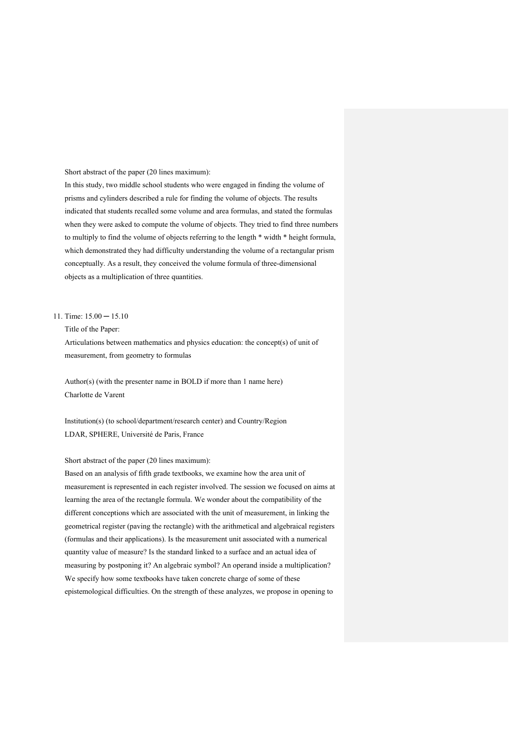Short abstract of the paper (20 lines maximum):

In this study, two middle school students who were engaged in finding the volume of prisms and cylinders described a rule for finding the volume of objects. The results indicated that students recalled some volume and area formulas, and stated the formulas when they were asked to compute the volume of objects. They tried to find three numbers to multiply to find the volume of objects referring to the length * width * height formula, which demonstrated they had difficulty understanding the volume of a rectangular prism conceptually. As a result, they conceived the volume formula of three-dimensional objects as a multiplication of three quantities.

11. Time: 15.00 ─ 15.10

Title of the Paper:

Articulations between mathematics and physics education: the concept(s) of unit of measurement, from geometry to formulas

Author(s) (with the presenter name in BOLD if more than 1 name here)

Charlotte de Varent

Institution(s) (to school/department/research center) and Country/Region

LDAR, SPHERE, Université de Paris, France

Short abstract of the paper (20 lines maximum):

Based on an analysis of fifth grade textbooks, we examine how the area unit of measurement is represented in each register involved. The session we focused on aims at learning the area of the rectangle formula. We wonder about the compatibility of the different conceptions which are associated with the unit of measurement, in linking the geometrical register (paving the rectangle) with the arithmetical and algebraical registers (formulas and their applications). Is the measurement unit associated with a numerical quantity value of measure? Is the standard linked to a surface and an actual idea of measuring by postponing it? An algebraic symbol? An operand inside a multiplication? We specify how some textbooks have taken concrete charge of some of these epistemological difficulties. On the strength of these analyzes, we propose in opening to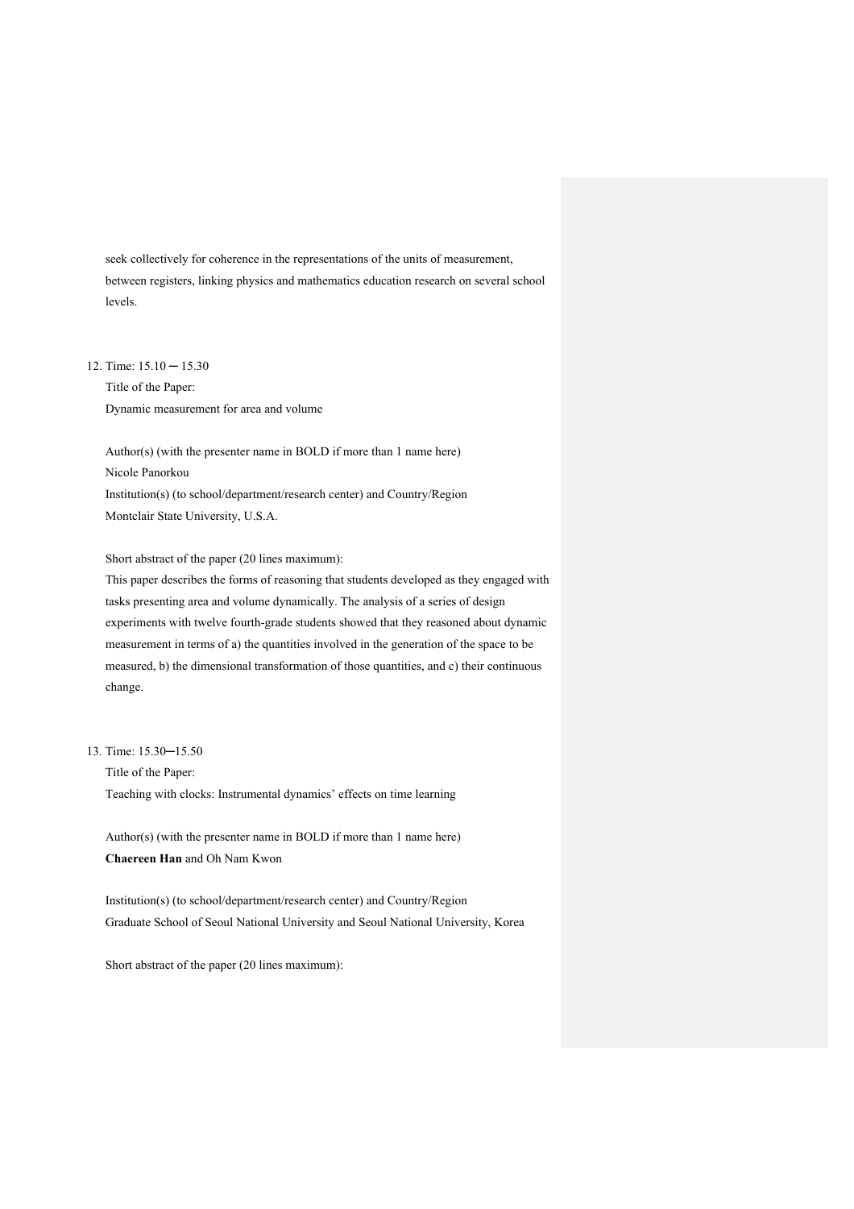seek collectively for coherence in the representations of the units of measurement, between registers, linking physics and mathematics education research on several school levels.

12. Time: 15.10 ─ 15.30

    Title of the Paper:

    Dynamic measurement for area and volume

    Author(s) (with the presenter name in BOLD if more than 1 name here)

    Nicole Panorkou

    Institution(s) (to school/department/research center) and Country/Region

    Montclair State University, U.S.A.

    Short abstract of the paper (20 lines maximum):

    This paper describes the forms of reasoning that students developed as they engaged with tasks presenting area and volume dynamically. The analysis of a series of design experiments with twelve fourth-grade students showed that they reasoned about dynamic measurement in terms of a) the quantities involved in the generation of the space to be measured, b) the dimensional transformation of those quantities, and c) their continuous change.

13. Time: 15.30─15.50

    Title of the Paper:

    Teaching with clocks: Instrumental dynamics' effects on time learning

    Author(s) (with the presenter name in BOLD if more than 1 name here)

    **Chaereen Han** and Oh Nam Kwon

    Institution(s) (to school/department/research center) and Country/Region

    Graduate School of Seoul National University and Seoul National University, Korea

    Short abstract of the paper (20 lines maximum):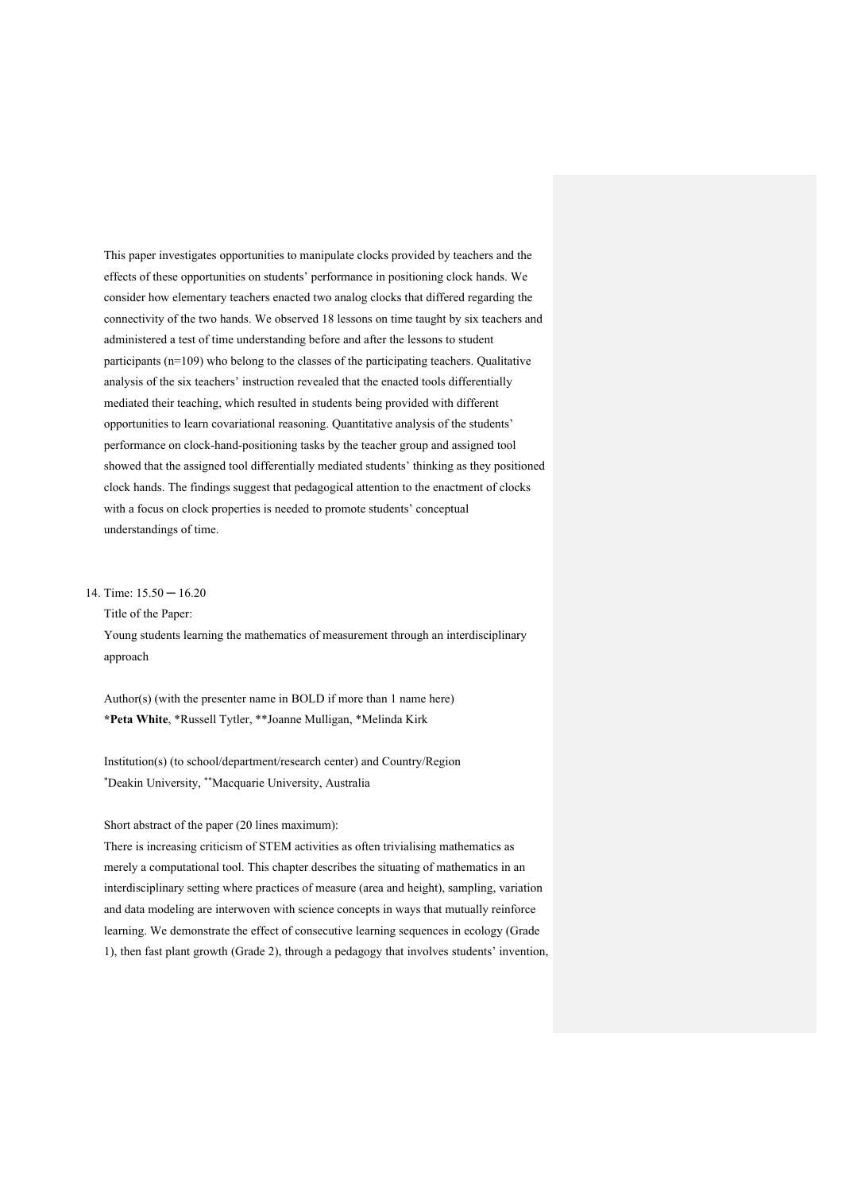This paper investigates opportunities to manipulate clocks provided by teachers and the effects of these opportunities on students' performance in positioning clock hands. We consider how elementary teachers enacted two analog clocks that differed regarding the connectivity of the two hands. We observed 18 lessons on time taught by six teachers and administered a test of time understanding before and after the lessons to student participants (n=109) who belong to the classes of the participating teachers. Qualitative analysis of the six teachers' instruction revealed that the enacted tools differentially mediated their teaching, which resulted in students being provided with different opportunities to learn covariational reasoning. Quantitative analysis of the students' performance on clock-hand-positioning tasks by the teacher group and assigned tool showed that the assigned tool differentially mediated students' thinking as they positioned clock hands. The findings suggest that pedagogical attention to the enactment of clocks with a focus on clock properties is needed to promote students' conceptual understandings of time.

14. Time: 15.50 ─ 16.20

Title of the Paper:

Young students learning the mathematics of measurement through an interdisciplinary approach

Author(s) (with the presenter name in BOLD if more than 1 name here)

**\*Peta White**, \*Russell Tytler, \*\*Joanne Mulligan, \*Melinda Kirk

Institution(s) (to school/department/research center) and Country/Region

\*Deakin University, \*\*Macquarie University, Australia

Short abstract of the paper (20 lines maximum):

There is increasing criticism of STEM activities as often trivialising mathematics as merely a computational tool. This chapter describes the situating of mathematics in an interdisciplinary setting where practices of measure (area and height), sampling, variation and data modeling are interwoven with science concepts in ways that mutually reinforce learning. We demonstrate the effect of consecutive learning sequences in ecology (Grade 1), then fast plant growth (Grade 2), through a pedagogy that involves students' invention,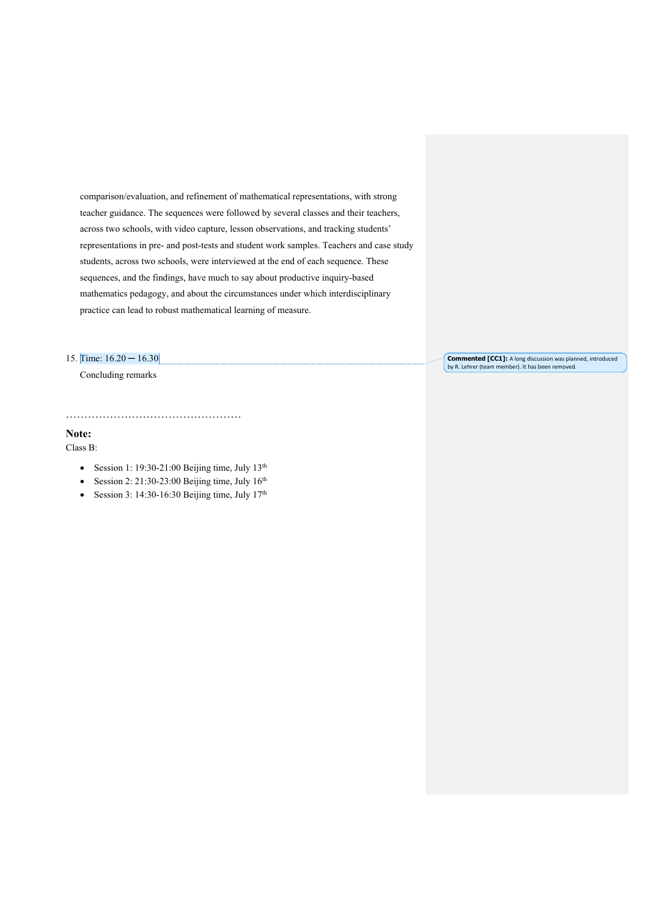comparison/evaluation, and refinement of mathematical representations, with strong teacher guidance. The sequences were followed by several classes and their teachers, across two schools, with video capture, lesson observations, and tracking students' representations in pre- and post-tests and student work samples. Teachers and case study students, across two schools, were interviewed at the end of each sequence. These sequences, and the findings, have much to say about productive inquiry-based mathematics pedagogy, and about the circumstances under which interdisciplinary practice can lead to robust mathematical learning of measure.

15. Time: 16.20 — 16.30

    Concluding remarks

**Commented [CC1]:** A long discussion was planned, introduced by R. Lehrer (team member). It has been removed.

…………………………………………

**Note:**

Class B:

- Session 1: 19:30-21:00 Beijing time, July 13th
- Session 2: 21:30-23:00 Beijing time, July 16th
- Session 3: 14:30-16:30 Beijing time, July 17th